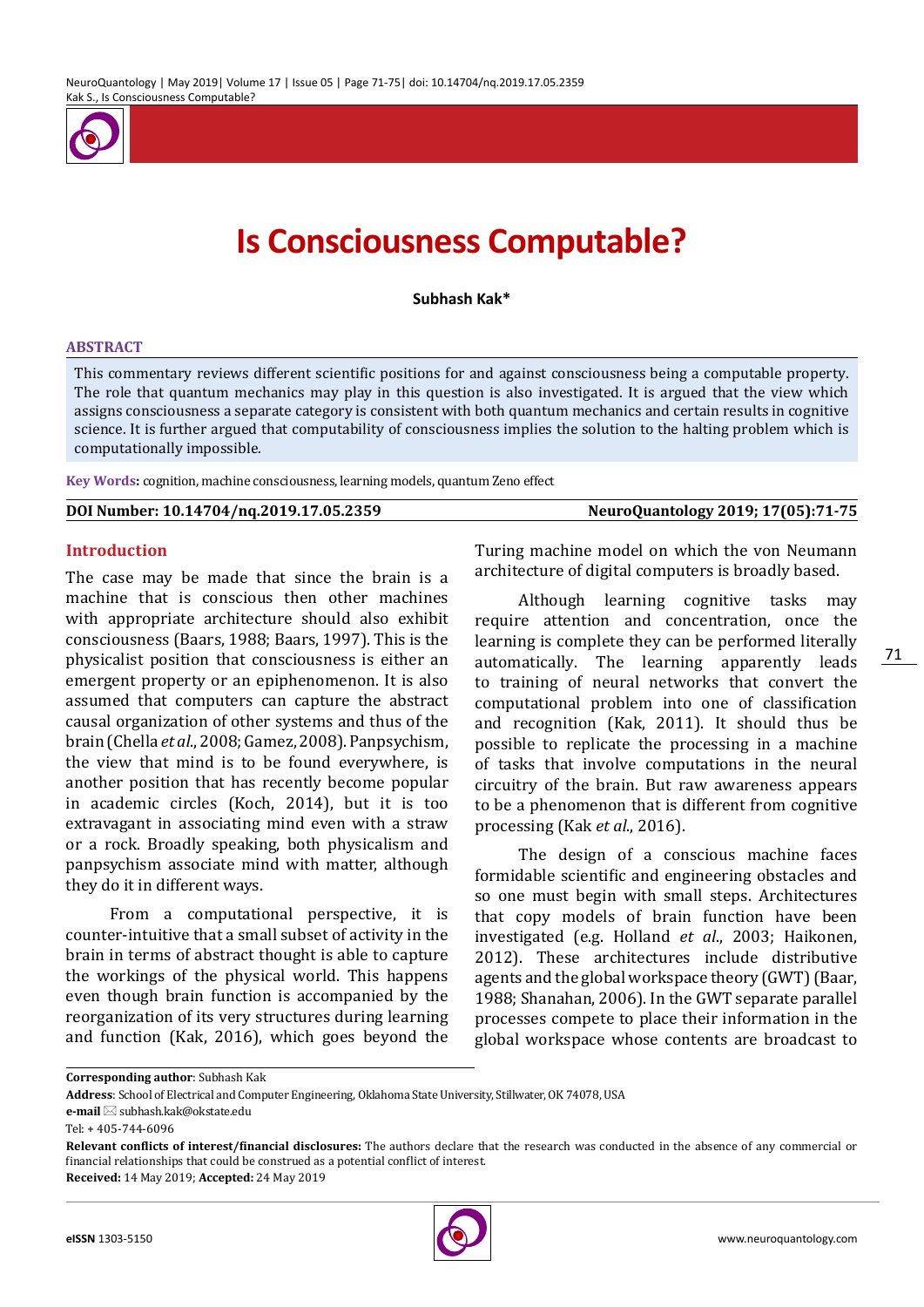# Is Consciousness Computable?

**Subhash Kak***

## ABSTRACT

This commentary reviews different scientific positions for and against consciousness being a computable property. The role that quantum mechanics may play in this question is also investigated. It is argued that the view which assigns consciousness a separate category is consistent with both quantum mechanics and certain results in cognitive science. It is further argued that computability of consciousness implies the solution to the halting problem which is computationally impossible.

**Key Words:** cognition, machine consciousness, learning models, quantum Zeno effect

**DOI Number: 10.14704/nq.2019.17.05.2359** **NeuroQuantology 2019; 17(05):71-75**

## Introduction

The case may be made that since the brain is a machine that is conscious then other machines with appropriate architecture should also exhibit consciousness (Baars, 1988; Baars, 1997). This is the physicalist position that consciousness is either an emergent property or an epiphenomenon. It is also assumed that computers can capture the abstract causal organization of other systems and thus of the brain (Chella *et al*., 2008; Gamez, 2008). Panpsychism, the view that mind is to be found everywhere, is another position that has recently become popular in academic circles (Koch, 2014), but it is too extravagant in associating mind even with a straw or a rock. Broadly speaking, both physicalism and panpsychism associate mind with matter, although they do it in different ways.

From a computational perspective, it is counter-intuitive that a small subset of activity in the brain in terms of abstract thought is able to capture the workings of the physical world. This happens even though brain function is accompanied by the reorganization of its very structures during learning and function (Kak, 2016), which goes beyond the Turing machine model on which the von Neumann architecture of digital computers is broadly based.

Although learning cognitive tasks may require attention and concentration, once the learning is complete they can be performed literally automatically. The learning apparently leads to training of neural networks that convert the computational problem into one of classification and recognition (Kak, 2011). It should thus be possible to replicate the processing in a machine of tasks that involve computations in the neural circuitry of the brain. But raw awareness appears to be a phenomenon that is different from cognitive processing (Kak *et al*., 2016).

The design of a conscious machine faces formidable scientific and engineering obstacles and so one must begin with small steps. Architectures that copy models of brain function have been investigated (e.g. Holland *et al*., 2003; Haikonen, 2012). These architectures include distributive agents and the global workspace theory (GWT) (Baar, 1988; Shanahan, 2006). In the GWT separate parallel processes compete to place their information in the global workspace whose contents are broadcast to

---

**Corresponding author**: Subhash Kak

**Address**: School of Electrical and Computer Engineering, Oklahoma State University, Stillwater, OK 74078, USA

**e-mail** ✉ subhash.kak@okstate.edu

Tel: + 405-744-6096

**Relevant conflicts of interest/financial disclosures:** The authors declare that the research was conducted in the absence of any commercial or financial relationships that could be construed as a potential conflict of interest.

**Received:** 14 May 2019; **Accepted:** 24 May 2019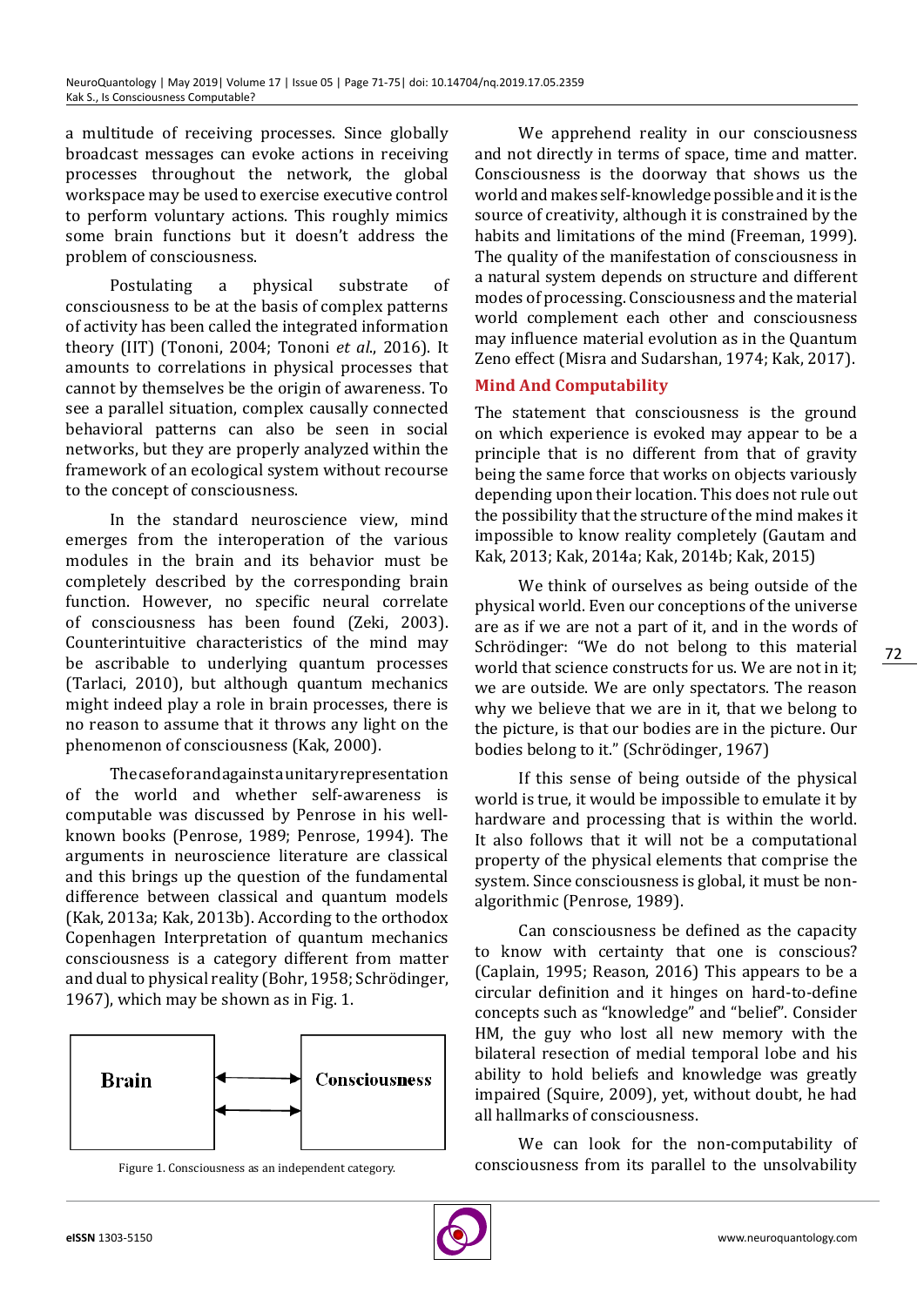a multitude of receiving processes. Since globally broadcast messages can evoke actions in receiving processes throughout the network, the global workspace may be used to exercise executive control to perform voluntary actions. This roughly mimics some brain functions but it doesn't address the problem of consciousness.

Postulating a physical substrate of consciousness to be at the basis of complex patterns of activity has been called the integrated information theory (IIT) (Tononi, 2004; Tononi *et al.*, 2016). It amounts to correlations in physical processes that cannot by themselves be the origin of awareness. To see a parallel situation, complex causally connected behavioral patterns can also be seen in social networks, but they are properly analyzed within the framework of an ecological system without recourse to the concept of consciousness.

In the standard neuroscience view, mind emerges from the interoperation of the various modules in the brain and its behavior must be completely described by the corresponding brain function. However, no specific neural correlate of consciousness has been found (Zeki, 2003). Counterintuitive characteristics of the mind may be ascribable to underlying quantum processes (Tarlaci, 2010), but although quantum mechanics might indeed play a role in brain processes, there is no reason to assume that it throws any light on the phenomenon of consciousness (Kak, 2000).

The case for and against a unitary representation of the world and whether self-awareness is computable was discussed by Penrose in his well-known books (Penrose, 1989; Penrose, 1994). The arguments in neuroscience literature are classical and this brings up the question of the fundamental difference between classical and quantum models (Kak, 2013a; Kak, 2013b). According to the orthodox Copenhagen Interpretation of quantum mechanics consciousness is a category different from matter and dual to physical reality (Bohr, 1958; Schrödinger, 1967), which may be shown as in Fig. 1.

Brain ⇄ Consciousness

Figure 1. Consciousness as an independent category.

We apprehend reality in our consciousness and not directly in terms of space, time and matter. Consciousness is the doorway that shows us the world and makes self-knowledge possible and it is the source of creativity, although it is constrained by the habits and limitations of the mind (Freeman, 1999). The quality of the manifestation of consciousness in a natural system depends on structure and different modes of processing. Consciousness and the material world complement each other and consciousness may influence material evolution as in the Quantum Zeno effect (Misra and Sudarshan, 1974; Kak, 2017).

## Mind And Computability

The statement that consciousness is the ground on which experience is evoked may appear to be a principle that is no different from that of gravity being the same force that works on objects variously depending upon their location. This does not rule out the possibility that the structure of the mind makes it impossible to know reality completely (Gautam and Kak, 2013; Kak, 2014a; Kak, 2014b; Kak, 2015)

We think of ourselves as being outside of the physical world. Even our conceptions of the universe are as if we are not a part of it, and in the words of Schrödinger: "We do not belong to this material world that science constructs for us. We are not in it; we are outside. We are only spectators. The reason why we believe that we are in it, that we belong to the picture, is that our bodies are in the picture. Our bodies belong to it." (Schrödinger, 1967)

If this sense of being outside of the physical world is true, it would be impossible to emulate it by hardware and processing that is within the world. It also follows that it will not be a computational property of the physical elements that comprise the system. Since consciousness is global, it must be non-algorithmic (Penrose, 1989).

Can consciousness be defined as the capacity to know with certainty that one is conscious? (Caplain, 1995; Reason, 2016) This appears to be a circular definition and it hinges on hard-to-define concepts such as "knowledge" and "belief". Consider HM, the guy who lost all new memory with the bilateral resection of medial temporal lobe and his ability to hold beliefs and knowledge was greatly impaired (Squire, 2009), yet, without doubt, he had all hallmarks of consciousness.

We can look for the non-computability of consciousness from its parallel to the unsolvability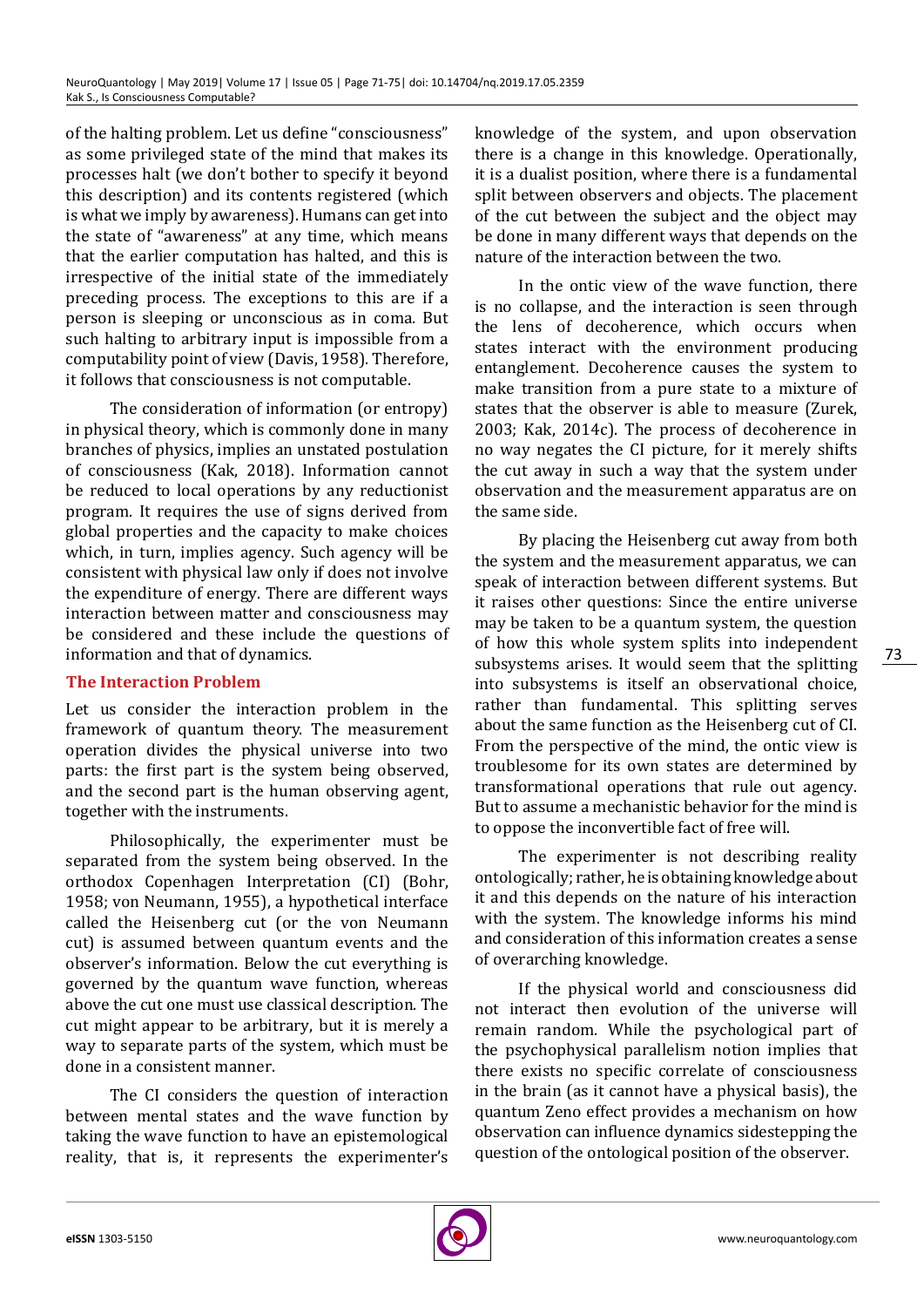of the halting problem. Let us define "consciousness" as some privileged state of the mind that makes its processes halt (we don't bother to specify it beyond this description) and its contents registered (which is what we imply by awareness). Humans can get into the state of "awareness" at any time, which means that the earlier computation has halted, and this is irrespective of the initial state of the immediately preceding process. The exceptions to this are if a person is sleeping or unconscious as in coma. But such halting to arbitrary input is impossible from a computability point of view (Davis, 1958). Therefore, it follows that consciousness is not computable.

The consideration of information (or entropy) in physical theory, which is commonly done in many branches of physics, implies an unstated postulation of consciousness (Kak, 2018). Information cannot be reduced to local operations by any reductionist program. It requires the use of signs derived from global properties and the capacity to make choices which, in turn, implies agency. Such agency will be consistent with physical law only if does not involve the expenditure of energy. There are different ways interaction between matter and consciousness may be considered and these include the questions of information and that of dynamics.

## The Interaction Problem

Let us consider the interaction problem in the framework of quantum theory. The measurement operation divides the physical universe into two parts: the first part is the system being observed, and the second part is the human observing agent, together with the instruments.

Philosophically, the experimenter must be separated from the system being observed. In the orthodox Copenhagen Interpretation (CI) (Bohr, 1958; von Neumann, 1955), a hypothetical interface called the Heisenberg cut (or the von Neumann cut) is assumed between quantum events and the observer's information. Below the cut everything is governed by the quantum wave function, whereas above the cut one must use classical description. The cut might appear to be arbitrary, but it is merely a way to separate parts of the system, which must be done in a consistent manner.

The CI considers the question of interaction between mental states and the wave function by taking the wave function to have an epistemological reality, that is, it represents the experimenter's knowledge of the system, and upon observation there is a change in this knowledge. Operationally, it is a dualist position, where there is a fundamental split between observers and objects. The placement of the cut between the subject and the object may be done in many different ways that depends on the nature of the interaction between the two.

In the ontic view of the wave function, there is no collapse, and the interaction is seen through the lens of decoherence, which occurs when states interact with the environment producing entanglement. Decoherence causes the system to make transition from a pure state to a mixture of states that the observer is able to measure (Zurek, 2003; Kak, 2014c). The process of decoherence in no way negates the CI picture, for it merely shifts the cut away in such a way that the system under observation and the measurement apparatus are on the same side.

By placing the Heisenberg cut away from both the system and the measurement apparatus, we can speak of interaction between different systems. But it raises other questions: Since the entire universe may be taken to be a quantum system, the question of how this whole system splits into independent subsystems arises. It would seem that the splitting into subsystems is itself an observational choice, rather than fundamental. This splitting serves about the same function as the Heisenberg cut of CI. From the perspective of the mind, the ontic view is troublesome for its own states are determined by transformational operations that rule out agency. But to assume a mechanistic behavior for the mind is to oppose the inconvertible fact of free will.

The experimenter is not describing reality ontologically; rather, he is obtaining knowledge about it and this depends on the nature of his interaction with the system. The knowledge informs his mind and consideration of this information creates a sense of overarching knowledge.

If the physical world and consciousness did not interact then evolution of the universe will remain random. While the psychological part of the psychophysical parallelism notion implies that there exists no specific correlate of consciousness in the brain (as it cannot have a physical basis), the quantum Zeno effect provides a mechanism on how observation can influence dynamics sidestepping the question of the ontological position of the observer.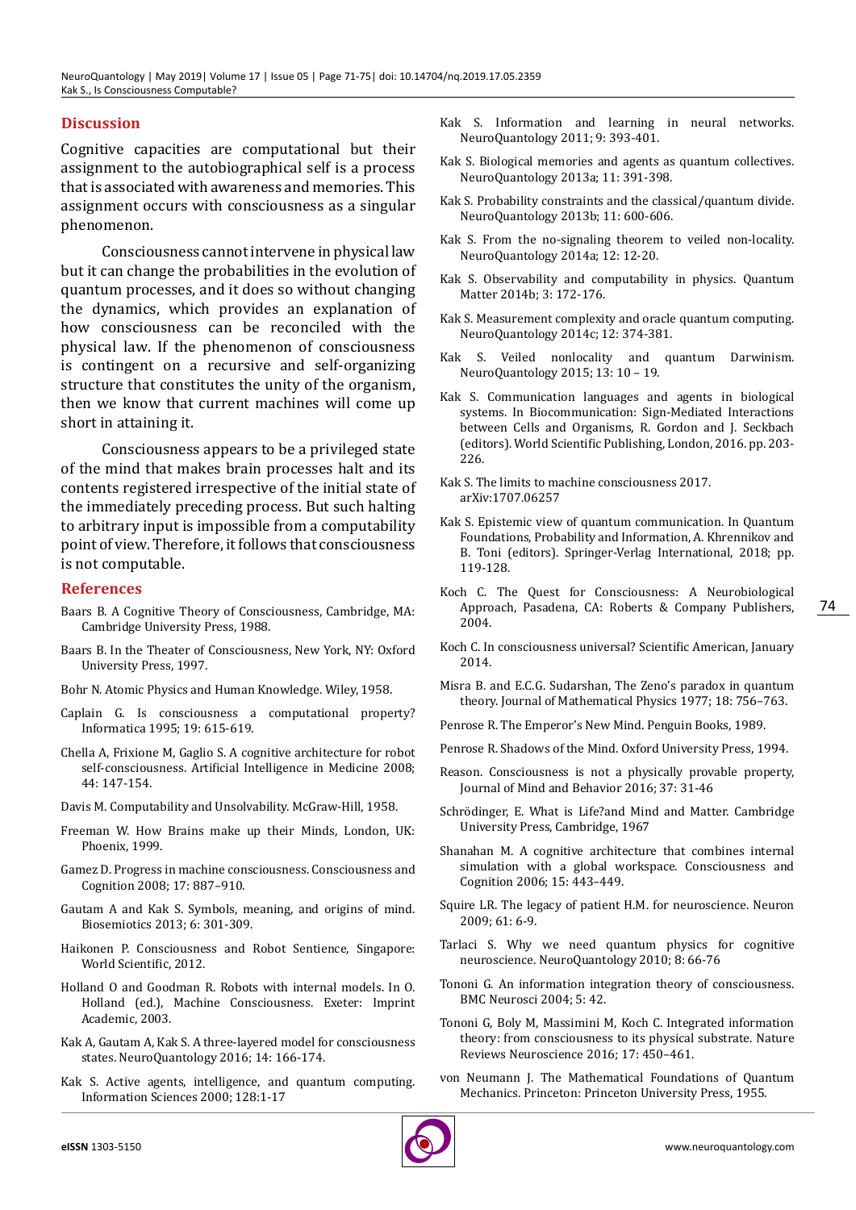## Discussion

Cognitive capacities are computational but their assignment to the autobiographical self is a process that is associated with awareness and memories. This assignment occurs with consciousness as a singular phenomenon.

Consciousness cannot intervene in physical law but it can change the probabilities in the evolution of quantum processes, and it does so without changing the dynamics, which provides an explanation of how consciousness can be reconciled with the physical law. If the phenomenon of consciousness is contingent on a recursive and self-organizing structure that constitutes the unity of the organism, then we know that current machines will come up short in attaining it.

Consciousness appears to be a privileged state of the mind that makes brain processes halt and its contents registered irrespective of the initial state of the immediately preceding process. But such halting to arbitrary input is impossible from a computability point of view. Therefore, it follows that consciousness is not computable.

## References

Baars B. A Cognitive Theory of Consciousness, Cambridge, MA: Cambridge University Press, 1988.

Baars B. In the Theater of Consciousness, New York, NY: Oxford University Press, 1997.

Bohr N. Atomic Physics and Human Knowledge. Wiley, 1958.

Caplain G. Is consciousness a computational property? Informatica 1995; 19: 615-619.

Chella A, Frixione M, Gaglio S. A cognitive architecture for robot self-consciousness. Artificial Intelligence in Medicine 2008; 44: 147-154.

Davis M. Computability and Unsolvability. McGraw-Hill, 1958.

Freeman W. How Brains make up their Minds, London, UK: Phoenix, 1999.

Gamez D. Progress in machine consciousness. Consciousness and Cognition 2008; 17: 887–910.

Gautam A and Kak S. Symbols, meaning, and origins of mind. Biosemiotics 2013; 6: 301-309.

Haikonen P. Consciousness and Robot Sentience, Singapore: World Scientific, 2012.

Holland O and Goodman R. Robots with internal models. In O. Holland (ed.), Machine Consciousness. Exeter: Imprint Academic, 2003.

Kak A, Gautam A, Kak S. A three-layered model for consciousness states. NeuroQuantology 2016; 14: 166-174.

Kak S. Active agents, intelligence, and quantum computing. Information Sciences 2000; 128:1-17

Kak S. Information and learning in neural networks. NeuroQuantology 2011; 9: 393-401.

Kak S. Biological memories and agents as quantum collectives. NeuroQuantology 2013a; 11: 391-398.

Kak S. Probability constraints and the classical/quantum divide. NeuroQuantology 2013b; 11: 600-606.

Kak S. From the no-signaling theorem to veiled non-locality. NeuroQuantology 2014a; 12: 12-20.

Kak S. Observability and computability in physics. Quantum Matter 2014b; 3: 172-176.

Kak S. Measurement complexity and oracle quantum computing. NeuroQuantology 2014c; 12: 374-381.

Kak S. Veiled nonlocality and quantum Darwinism. NeuroQuantology 2015; 13: 10 – 19.

Kak S. Communication languages and agents in biological systems. In Biocommunication: Sign-Mediated Interactions between Cells and Organisms, R. Gordon and J. Seckbach (editors). World Scientific Publishing, London, 2016. pp. 203-226.

Kak S. The limits to machine consciousness 2017. arXiv:1707.06257

Kak S. Epistemic view of quantum communication. In Quantum Foundations, Probability and Information, A. Khrennikov and B. Toni (editors). Springer-Verlag International, 2018; pp. 119-128.

Koch C. The Quest for Consciousness: A Neurobiological Approach, Pasadena, CA: Roberts & Company Publishers, 2004.

Koch C. In consciousness universal? Scientific American, January 2014.

Misra B. and E.C.G. Sudarshan, The Zeno's paradox in quantum theory. Journal of Mathematical Physics 1977; 18: 756–763.

Penrose R. The Emperor's New Mind. Penguin Books, 1989.

Penrose R. Shadows of the Mind. Oxford University Press, 1994.

Reason. Consciousness is not a physically provable property, Journal of Mind and Behavior 2016; 37: 31-46

Schrödinger, E. What is Life?and Mind and Matter. Cambridge University Press, Cambridge, 1967

Shanahan M. A cognitive architecture that combines internal simulation with a global workspace. Consciousness and Cognition 2006; 15: 443–449.

Squire LR. The legacy of patient H.M. for neuroscience. Neuron 2009; 61: 6-9.

Tarlaci S. Why we need quantum physics for cognitive neuroscience. NeuroQuantology 2010; 8: 66-76

Tononi G. An information integration theory of consciousness. BMC Neurosci 2004; 5: 42.

Tononi G, Boly M, Massimini M, Koch C. Integrated information theory: from consciousness to its physical substrate. Nature Reviews Neuroscience 2016; 17: 450–461.

von Neumann J. The Mathematical Foundations of Quantum Mechanics. Princeton: Princeton University Press, 1955.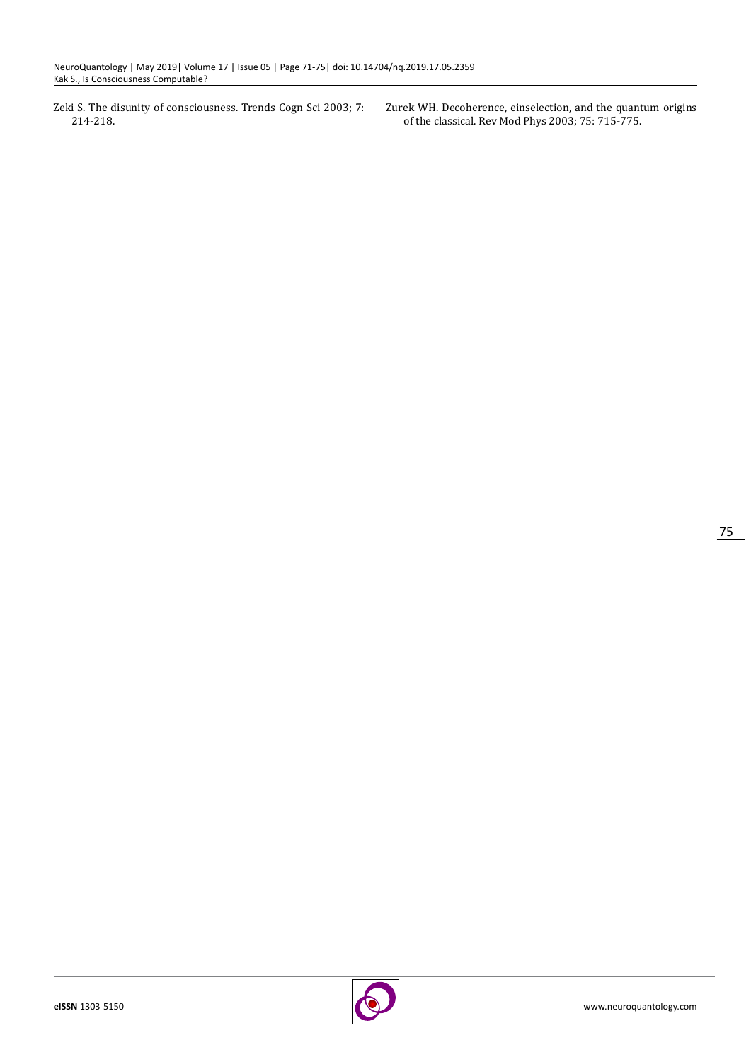Zeki S. The disunity of consciousness. Trends Cogn Sci 2003; 7: 214-218.

Zurek WH. Decoherence, einselection, and the quantum origins of the classical. Rev Mod Phys 2003; 75: 715-775.